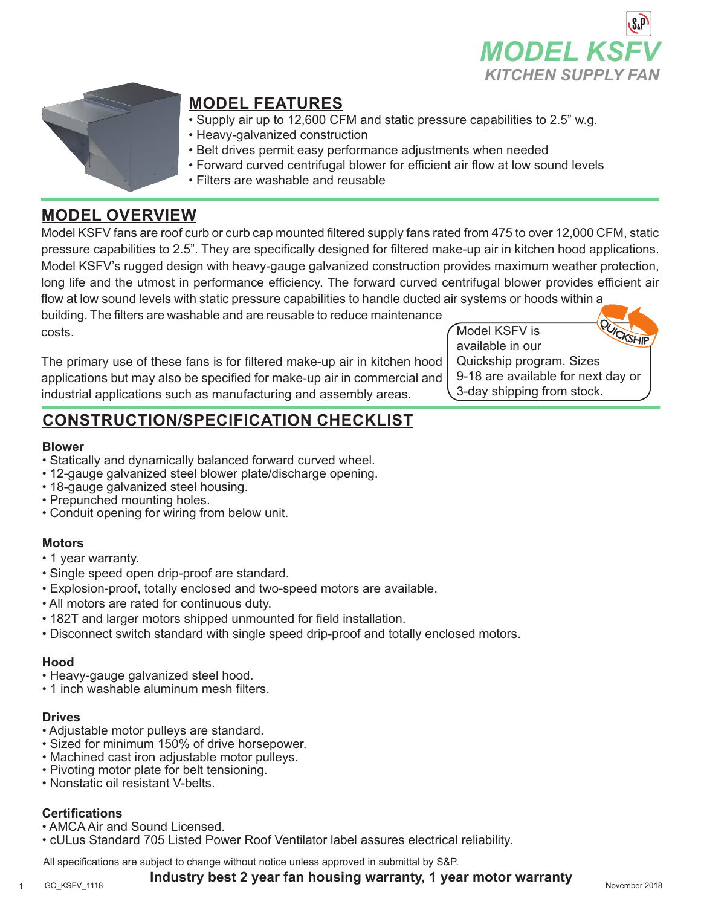# MODEL KSFV

*KITCHEN SUPPLY FAN*

## MODEL FEATURES

- Supply air up to 12,600 CFM and static pressure capabilities to 2.5" w.g.
- Heavy-galvanized construction
- Belt drives permit easy performance adjustments when needed
- Forward curved centrifugal blower for efficient air flow at low sound levels
- Filters are washable and reusable

## MODEL OVERVIEW

Model KSFV fans are roof curb or curb cap mounted filtered supply fans rated from 475 to over 12,000 CFM, static pressure capabilities to 2.5". They are specifically designed for filtered make-up air in kitchen hood applications. Model KSFV's rugged design with heavy-gauge galvanized construction provides maximum weather protection, long life and the utmost in performance efficiency. The forward curved centrifugal blower provides efficient air flow at low sound levels with static pressure capabilities to handle ducted air systems or hoods within a building. The filters are washable and are reusable to reduce maintenance costs.

The primary use of these fans is for filtered make-up air in kitchen hood applications but may also be specified for make-up air in commercial and industrial applications such as manufacturing and assembly areas.

QUICKSHIP

Model KSFV is available in our Quickship program. Sizes 9-18 are available for next day or 3-day shipping from stock.

## CONSTRUCTION/SPECIFICATION CHECKLIST

### Blower

- Statically and dynamically balanced forward curved wheel.
- 12-gauge galvanized steel blower plate/discharge opening.
- 18-gauge galvanized steel housing.
- Prepunched mounting holes.
- Conduit opening for wiring from below unit.

### Motors

- 1 year warranty.
- Single speed open drip-proof are standard.
- Explosion-proof, totally enclosed and two-speed motors are available.
- All motors are rated for continuous duty.
- 182T and larger motors shipped unmounted for field installation.
- Disconnect switch standard with single speed drip-proof and totally enclosed motors.

### Hood

- Heavy-gauge galvanized steel hood.
- 1 inch washable aluminum mesh filters.

### Drives

- Adjustable motor pulleys are standard.
- Sized for minimum 150% of drive horsepower.
- Machined cast iron adjustable motor pulleys.
- Pivoting motor plate for belt tensioning.
- Nonstatic oil resistant V-belts.

### Certifications

- AMCA Air and Sound Licensed.
- cULus Standard 705 Listed Power Roof Ventilator label assures electrical reliability.

All specifications are subject to change without notice unless approved in submittal by S&P.

**Industry best 2 year fan housing warranty, 1 year motor warranty**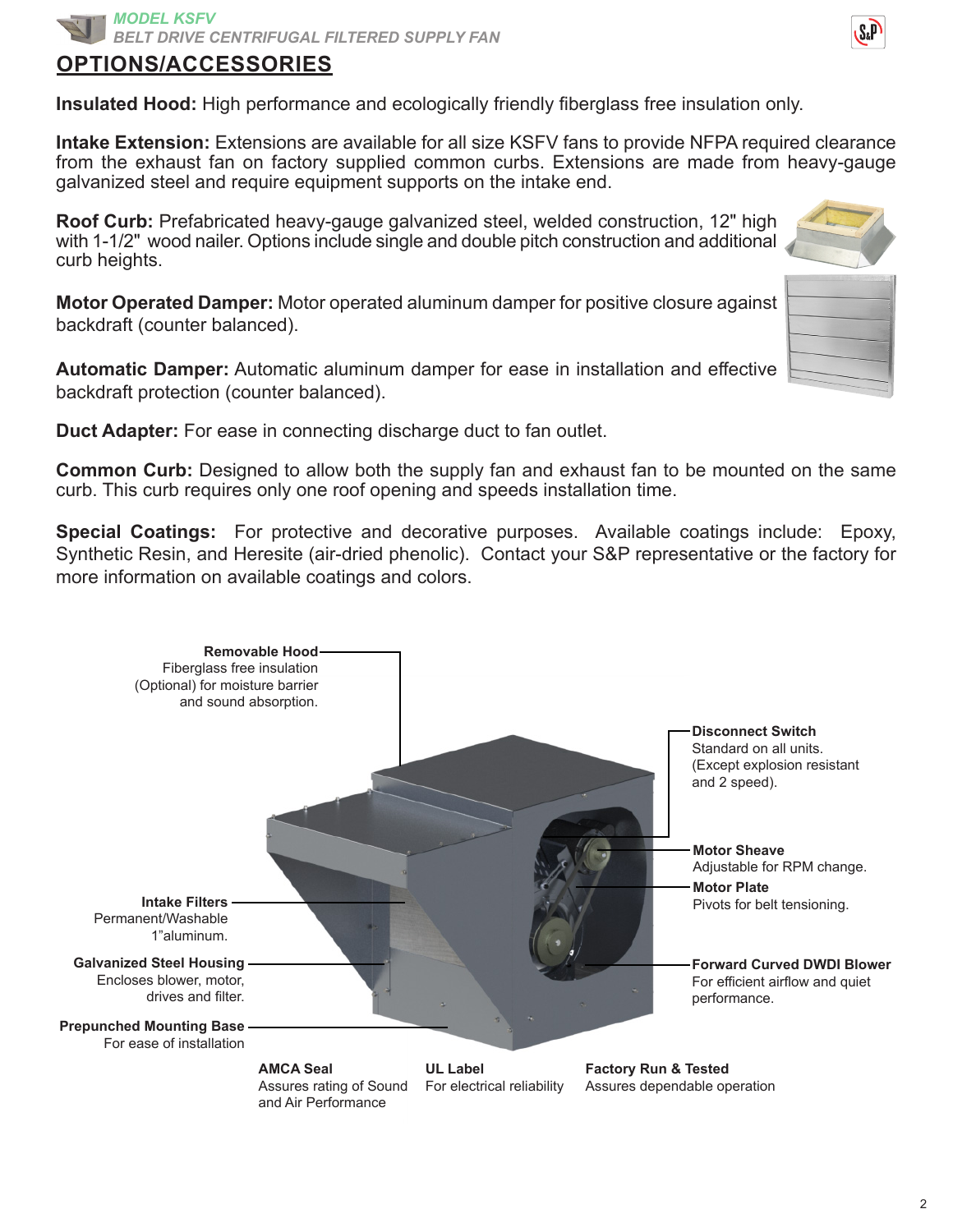## OPTIONS/ACCESSORIES

**Insulated Hood:** High performance and ecologically friendly fiberglass free insulation only.

**Intake Extension:** Extensions are available for all size KSFV fans to provide NFPA required clearance from the exhaust fan on factory supplied common curbs. Extensions are made from heavy-gauge galvanized steel and require equipment supports on the intake end.

**Roof Curb:** Prefabricated heavy-gauge galvanized steel, welded construction, 12" high with 1-1/2" wood nailer. Options include single and double pitch construction and additional curb heights.

**Motor Operated Damper:** Motor operated aluminum damper for positive closure against backdraft (counter balanced).

**Automatic Damper:** Automatic aluminum damper for ease in installation and effective backdraft protection (counter balanced).

**Duct Adapter:** For ease in connecting discharge duct to fan outlet.

**Common Curb:** Designed to allow both the supply fan and exhaust fan to be mounted on the same curb. This curb requires only one roof opening and speeds installation time.

**Special Coatings:** For protective and decorative purposes. Available coatings include: Epoxy, Synthetic Resin, and Heresite (air-dried phenolic). Contact your S&P representative or the factory for more information on available coatings and colors.

**Removable Hood**
Fiberglass free insulation (Optional) for moisture barrier and sound absorption.

**Disconnect Switch**
Standard on all units. (Except explosion resistant and 2 speed).

**Motor Sheave**
Adjustable for RPM change.

**Motor Plate**
Pivots for belt tensioning.

**Intake Filters**
Permanent/Washable 1"aluminum.

**Galvanized Steel Housing**
Encloses blower, motor, drives and filter.

**Forward Curved DWDI Blower**
For efficient airflow and quiet performance.

**Prepunched Mounting Base**
For ease of installation

**AMCA Seal**
Assures rating of Sound and Air Performance

**UL Label**
For electrical reliability

**Factory Run & Tested**
Assures dependable operation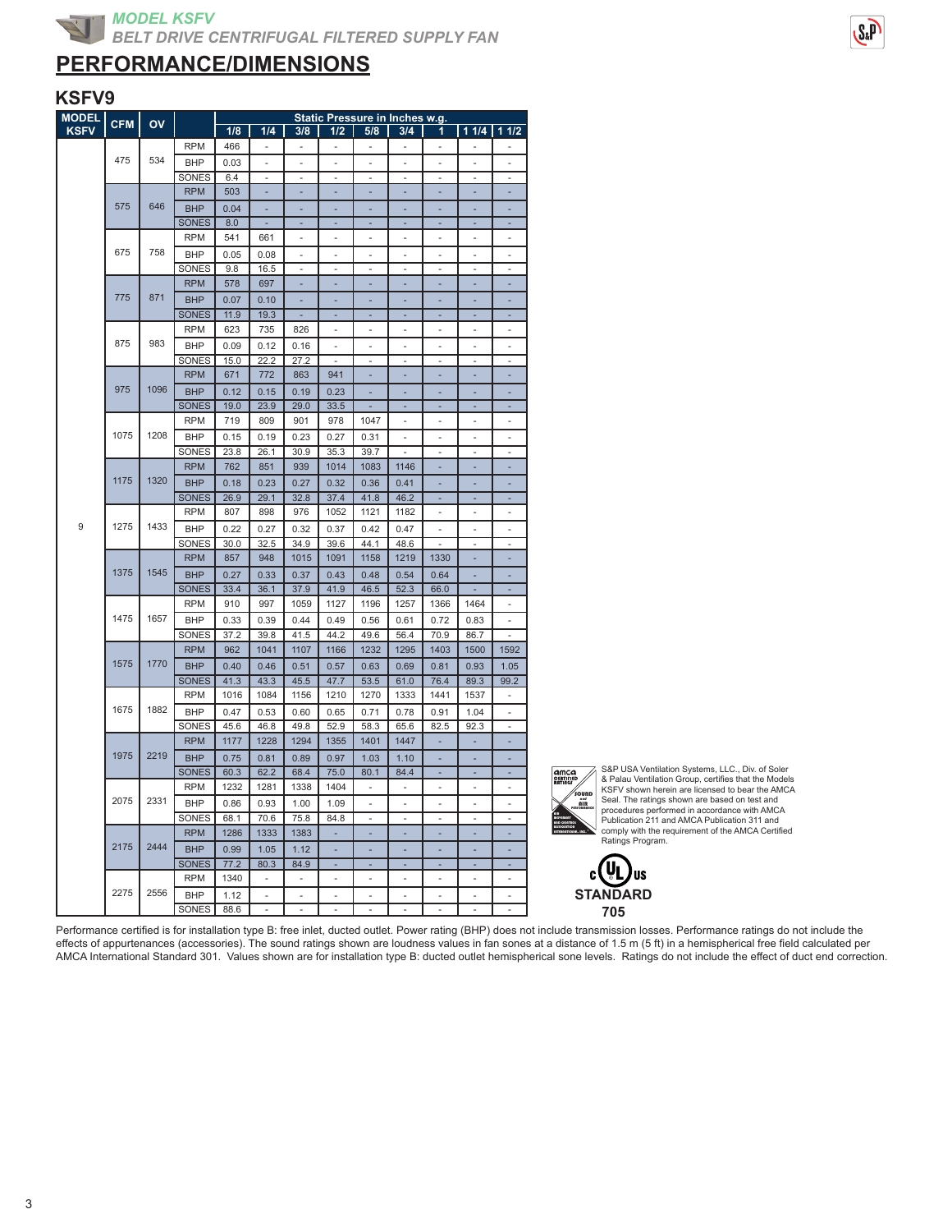# MODEL KSFV

## BELT DRIVE CENTRIFUGAL FILTERED SUPPLY FAN

# PERFORMANCE/DIMENSIONS

## KSFV9

| MODEL KSFV | CFM | OV | | Static Pressure in Inches w.g. | | | | | | | | |
|---|---|---|---|---|---|---|---|---|---|---|---|---|
| | | | | 1/8 | 1/4 | 3/8 | 1/2 | 5/8 | 3/4 | 1 | 1 1/4 | 1 1/2 |
| 9 | 475 | 534 | RPM | 466 | - | - | - | - | - | - | - | - |
| | | | BHP | 0.03 | - | - | - | - | - | - | - | - |
| | | | SONES | 6.4 | - | - | - | - | - | - | - | - |
| | 575 | 646 | RPM | 503 | - | - | - | - | - | - | - | - |
| | | | BHP | 0.04 | - | - | - | - | - | - | - | - |
| | | | SONES | 8.0 | - | - | - | - | - | - | - | - |
| | 675 | 758 | RPM | 541 | 661 | - | - | - | - | - | - | - |
| | | | BHP | 0.05 | 0.08 | - | - | - | - | - | - | - |
| | | | SONES | 9.8 | 16.5 | - | - | - | - | - | - | - |
| | 775 | 871 | RPM | 578 | 697 | - | - | - | - | - | - | - |
| | | | BHP | 0.07 | 0.10 | - | - | - | - | - | - | - |
| | | | SONES | 11.9 | 19.3 | - | - | - | - | - | - | - |
| | 875 | 983 | RPM | 623 | 735 | 826 | - | - | - | - | - | - |
| | | | BHP | 0.09 | 0.12 | 0.16 | - | - | - | - | - | - |
| | | | SONES | 15.0 | 22.2 | 27.2 | - | - | - | - | - | - |
| | 975 | 1096 | RPM | 671 | 772 | 863 | 941 | - | - | - | - | - |
| | | | BHP | 0.12 | 0.15 | 0.19 | 0.23 | - | - | - | - | - |
| | | | SONES | 19.0 | 23.9 | 29.0 | 33.5 | - | - | - | - | - |
| | 1075 | 1208 | RPM | 719 | 809 | 901 | 978 | 1047 | - | - | - | - |
| | | | BHP | 0.15 | 0.19 | 0.23 | 0.27 | 0.31 | - | - | - | - |
| | | | SONES | 23.8 | 26.1 | 30.9 | 35.3 | 39.7 | - | - | - | - |
| | 1175 | 1320 | RPM | 762 | 851 | 939 | 1014 | 1083 | 1146 | - | - | - |
| | | | BHP | 0.18 | 0.23 | 0.27 | 0.32 | 0.36 | 0.41 | - | - | - |
| | | | SONES | 26.9 | 29.1 | 32.8 | 37.4 | 41.8 | 46.2 | - | - | - |
| | 1275 | 1433 | RPM | 807 | 898 | 976 | 1052 | 1121 | 1182 | - | - | - |
| | | | BHP | 0.22 | 0.27 | 0.32 | 0.37 | 0.42 | 0.47 | - | - | - |
| | | | SONES | 30.0 | 32.5 | 34.9 | 39.6 | 44.1 | 48.6 | - | - | - |
| | 1375 | 1545 | RPM | 857 | 948 | 1015 | 1091 | 1158 | 1219 | 1330 | - | - |
| | | | BHP | 0.27 | 0.33 | 0.37 | 0.43 | 0.48 | 0.54 | 0.64 | - | - |
| | | | SONES | 33.4 | 36.1 | 37.9 | 41.9 | 46.5 | 52.3 | 66.0 | - | - |
| | 1475 | 1657 | RPM | 910 | 997 | 1059 | 1127 | 1196 | 1257 | 1366 | 1464 | - |
| | | | BHP | 0.33 | 0.39 | 0.44 | 0.49 | 0.56 | 0.61 | 0.72 | 0.83 | - |
| | | | SONES | 37.2 | 39.8 | 41.5 | 44.2 | 49.6 | 56.4 | 70.9 | 86.7 | - |
| | 1575 | 1770 | RPM | 962 | 1041 | 1107 | 1166 | 1232 | 1295 | 1403 | 1500 | 1592 |
| | | | BHP | 0.40 | 0.46 | 0.51 | 0.57 | 0.63 | 0.69 | 0.81 | 0.93 | 1.05 |
| | | | SONES | 41.3 | 43.3 | 45.5 | 47.7 | 53.5 | 61.0 | 76.4 | 89.3 | 99.2 |
| | 1675 | 1882 | RPM | 1016 | 1084 | 1156 | 1210 | 1270 | 1333 | 1441 | 1537 | - |
| | | | BHP | 0.47 | 0.53 | 0.60 | 0.65 | 0.71 | 0.78 | 0.91 | 1.04 | - |
| | | | SONES | 45.6 | 46.8 | 49.8 | 52.9 | 58.3 | 65.6 | 82.5 | 92.3 | - |
| | 1975 | 2219 | RPM | 1177 | 1228 | 1294 | 1355 | 1401 | 1447 | - | - | - |
| | | | BHP | 0.75 | 0.81 | 0.89 | 0.97 | 1.03 | 1.10 | - | - | - |
| | | | SONES | 60.3 | 62.2 | 68.4 | 75.0 | 80.1 | 84.4 | - | - | - |
| | 2075 | 2331 | RPM | 1232 | 1281 | 1338 | 1404 | - | - | - | - | - |
| | | | BHP | 0.86 | 0.93 | 1.00 | 1.09 | - | - | - | - | - |
| | | | SONES | 68.1 | 70.6 | 75.8 | 84.8 | - | - | - | - | - |
| | 2175 | 2444 | RPM | 1286 | 1333 | 1383 | - | - | - | - | - | - |
| | | | BHP | 0.99 | 1.05 | 1.12 | - | - | - | - | - | - |
| | | | SONES | 77.2 | 80.3 | 84.9 | - | - | - | - | - | - |
| | 2275 | 2556 | RPM | 1340 | - | - | - | - | - | - | - | - |
| | | | BHP | 1.12 | - | - | - | - | - | - | - | - |
| | | | SONES | 88.6 | - | - | - | - | - | - | - | - |

S&P USA Ventilation Systems, LLC., Div. of Soler & Palau Ventilation Group, certifies that the Models KSFV shown herein are licensed to bear the AMCA Seal. The ratings shown are based on test and procedures performed in accordance with AMCA Publication 211 and AMCA Publication 311 and comply with the requirement of the AMCA Certified Ratings Program.

STANDARD 705

Performance certified is for installation type B: free inlet, ducted outlet. Power rating (BHP) does not include transmission losses. Performance ratings do not include the effects of appurtenances (accessories). The sound ratings shown are loudness values in fan sones at a distance of 1.5 m (5 ft) in a hemispherical free field calculated per AMCA International Standard 301. Values shown are for installation type B: ducted outlet hemispherical sone levels. Ratings do not include the effect of duct end correction.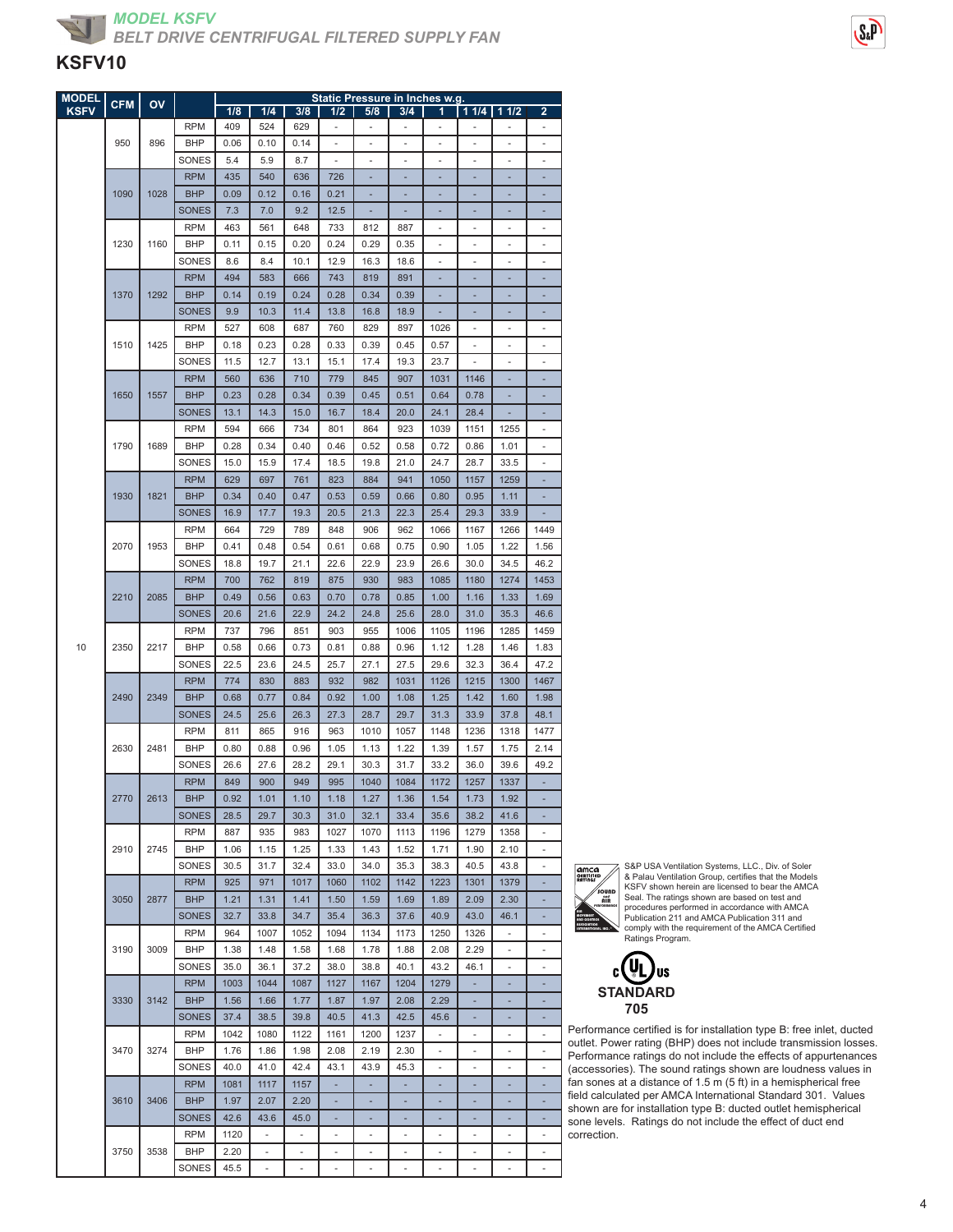## MODEL KSFV
### BELT DRIVE CENTRIFUGAL FILTERED SUPPLY FAN

## KSFV10

| MODEL KSFV | CFM | OV | | Static Pressure in Inches w.g. | | | | | | | | | |
|---|---|---|---|---|---|---|---|---|---|---|---|---|---|
| | | | | 1/8 | 1/4 | 3/8 | 1/2 | 5/8 | 3/4 | 1 | 1 1/4 | 1 1/2 | 2 |
| 10 | 950 | 896 | RPM | 409 | 524 | 629 | - | - | - | - | - | - | - |
| | | | BHP | 0.06 | 0.10 | 0.14 | - | - | - | - | - | - | - |
| | | | SONES | 5.4 | 5.9 | 8.7 | - | - | - | - | - | - | - |
| | 1090 | 1028 | RPM | 435 | 540 | 636 | 726 | - | - | - | - | - | - |
| | | | BHP | 0.09 | 0.12 | 0.16 | 0.21 | - | - | - | - | - | - |
| | | | SONES | 7.3 | 7.0 | 9.2 | 12.5 | - | - | - | - | - | - |
| | 1230 | 1160 | RPM | 463 | 561 | 648 | 733 | 812 | 887 | - | - | - | - |
| | | | BHP | 0.11 | 0.15 | 0.20 | 0.24 | 0.29 | 0.35 | - | - | - | - |
| | | | SONES | 8.6 | 8.4 | 10.1 | 12.9 | 16.3 | 18.6 | - | - | - | - |
| | 1370 | 1292 | RPM | 494 | 583 | 666 | 743 | 819 | 891 | - | - | - | - |
| | | | BHP | 0.14 | 0.19 | 0.24 | 0.28 | 0.34 | 0.39 | - | - | - | - |
| | | | SONES | 9.9 | 10.3 | 11.4 | 13.8 | 16.8 | 18.9 | - | - | - | - |
| | 1510 | 1425 | RPM | 527 | 608 | 687 | 760 | 829 | 897 | 1026 | - | - | - |
| | | | BHP | 0.18 | 0.23 | 0.28 | 0.33 | 0.39 | 0.45 | 0.57 | - | - | - |
| | | | SONES | 11.5 | 12.7 | 13.1 | 15.1 | 17.4 | 19.3 | 23.7 | - | - | - |
| | 1650 | 1557 | RPM | 560 | 636 | 710 | 779 | 845 | 907 | 1031 | 1146 | - | - |
| | | | BHP | 0.23 | 0.28 | 0.34 | 0.39 | 0.45 | 0.51 | 0.64 | 0.78 | - | - |
| | | | SONES | 13.1 | 14.3 | 15.0 | 16.7 | 18.4 | 20.0 | 24.1 | 28.4 | - | - |
| | 1790 | 1689 | RPM | 594 | 666 | 734 | 801 | 864 | 923 | 1039 | 1151 | 1255 | - |
| | | | BHP | 0.28 | 0.34 | 0.40 | 0.46 | 0.52 | 0.58 | 0.72 | 0.86 | 1.01 | - |
| | | | SONES | 15.0 | 15.9 | 17.4 | 18.5 | 19.8 | 21.0 | 24.7 | 28.7 | 33.5 | - |
| | 1930 | 1821 | RPM | 629 | 697 | 761 | 823 | 884 | 941 | 1050 | 1157 | 1259 | - |
| | | | BHP | 0.34 | 0.40 | 0.47 | 0.53 | 0.59 | 0.66 | 0.80 | 0.95 | 1.11 | - |
| | | | SONES | 16.9 | 17.7 | 19.3 | 20.5 | 21.3 | 22.3 | 25.4 | 29.3 | 33.9 | - |
| | 2070 | 1953 | RPM | 664 | 729 | 789 | 848 | 906 | 962 | 1066 | 1167 | 1266 | 1449 |
| | | | BHP | 0.41 | 0.48 | 0.54 | 0.61 | 0.68 | 0.75 | 0.90 | 1.05 | 1.22 | 1.56 |
| | | | SONES | 18.8 | 19.7 | 21.1 | 22.6 | 22.9 | 23.9 | 26.6 | 30.0 | 34.5 | 46.2 |
| | 2210 | 2085 | RPM | 700 | 762 | 819 | 875 | 930 | 983 | 1085 | 1180 | 1274 | 1453 |
| | | | BHP | 0.49 | 0.56 | 0.63 | 0.70 | 0.78 | 0.85 | 1.00 | 1.16 | 1.33 | 1.69 |
| | | | SONES | 20.6 | 21.6 | 22.9 | 24.2 | 24.8 | 25.6 | 28.0 | 31.0 | 35.3 | 46.6 |
| | 2350 | 2217 | RPM | 737 | 796 | 851 | 903 | 955 | 1006 | 1105 | 1196 | 1285 | 1459 |
| | | | BHP | 0.58 | 0.66 | 0.73 | 0.81 | 0.88 | 0.96 | 1.12 | 1.28 | 1.46 | 1.83 |
| | | | SONES | 22.5 | 23.6 | 24.5 | 25.7 | 27.1 | 27.5 | 29.6 | 32.3 | 36.4 | 47.2 |
| | 2490 | 2349 | RPM | 774 | 830 | 883 | 932 | 982 | 1031 | 1126 | 1215 | 1300 | 1467 |
| | | | BHP | 0.68 | 0.77 | 0.84 | 0.92 | 1.00 | 1.08 | 1.25 | 1.42 | 1.60 | 1.98 |
| | | | SONES | 24.5 | 25.6 | 26.3 | 27.3 | 28.7 | 29.7 | 31.3 | 33.9 | 37.8 | 48.1 |
| | 2630 | 2481 | RPM | 811 | 865 | 916 | 963 | 1010 | 1057 | 1148 | 1236 | 1318 | 1477 |
| | | | BHP | 0.80 | 0.88 | 0.96 | 1.05 | 1.13 | 1.22 | 1.39 | 1.57 | 1.75 | 2.14 |
| | | | SONES | 26.6 | 27.6 | 28.2 | 29.1 | 30.3 | 31.7 | 33.2 | 36.0 | 39.6 | 49.2 |
| | 2770 | 2613 | RPM | 849 | 900 | 949 | 995 | 1040 | 1084 | 1172 | 1257 | 1337 | - |
| | | | BHP | 0.92 | 1.01 | 1.10 | 1.18 | 1.27 | 1.36 | 1.54 | 1.73 | 1.92 | - |
| | | | SONES | 28.5 | 29.7 | 30.3 | 31.0 | 32.1 | 33.4 | 35.6 | 38.2 | 41.6 | - |
| | 2910 | 2745 | RPM | 887 | 935 | 983 | 1027 | 1070 | 1113 | 1196 | 1279 | 1358 | - |
| | | | BHP | 1.06 | 1.15 | 1.25 | 1.33 | 1.43 | 1.52 | 1.71 | 1.90 | 2.10 | - |
| | | | SONES | 30.5 | 31.7 | 32.4 | 33.0 | 34.0 | 35.3 | 38.3 | 40.5 | 43.8 | - |
| | 3050 | 2877 | RPM | 925 | 971 | 1017 | 1060 | 1102 | 1142 | 1223 | 1301 | 1379 | - |
| | | | BHP | 1.21 | 1.31 | 1.41 | 1.50 | 1.59 | 1.69 | 1.89 | 2.09 | 2.30 | - |
| | | | SONES | 32.7 | 33.8 | 34.7 | 35.4 | 36.3 | 37.6 | 40.9 | 43.0 | 46.1 | - |
| | 3190 | 3009 | RPM | 964 | 1007 | 1052 | 1094 | 1134 | 1173 | 1250 | 1326 | - | - |
| | | | BHP | 1.38 | 1.48 | 1.58 | 1.68 | 1.78 | 1.88 | 2.08 | 2.29 | - | - |
| | | | SONES | 35.0 | 36.1 | 37.2 | 38.0 | 38.8 | 40.1 | 43.2 | 46.1 | - | - |
| | 3330 | 3142 | RPM | 1003 | 1044 | 1087 | 1127 | 1167 | 1204 | 1279 | - | - | - |
| | | | BHP | 1.56 | 1.66 | 1.77 | 1.87 | 1.97 | 2.08 | 2.29 | - | - | - |
| | | | SONES | 37.4 | 38.5 | 39.8 | 40.5 | 41.3 | 42.5 | 45.6 | - | - | - |
| | 3470 | 3274 | RPM | 1042 | 1080 | 1122 | 1161 | 1200 | 1237 | - | - | - | - |
| | | | BHP | 1.76 | 1.86 | 1.98 | 2.08 | 2.19 | 2.30 | - | - | - | - |
| | | | SONES | 40.0 | 41.0 | 42.4 | 43.1 | 43.9 | 45.3 | - | - | - | - |
| | 3610 | 3406 | RPM | 1081 | 1117 | 1157 | - | - | - | - | - | - | - |
| | | | BHP | 1.97 | 2.07 | 2.20 | - | - | - | - | - | - | - |
| | | | SONES | 42.6 | 43.6 | 45.0 | - | - | - | - | - | - | - |
| | 3750 | 3538 | RPM | 1120 | - | - | - | - | - | - | - | - | - |
| | | | BHP | 2.20 | - | - | - | - | - | - | - | - | - |
| | | | SONES | 45.5 | - | - | - | - | - | - | - | - | - |

S&P USA Ventilation Systems, LLC., Div. of Soler & Palau Ventilation Group, certifies that the Models KSFV shown herein are licensed to bear the AMCA Seal. The ratings shown are based on test and procedures performed in accordance with AMCA Publication 211 and AMCA Publication 311 and comply with the requirement of the AMCA Certified Ratings Program.

STANDARD 705

Performance certified is for installation type B: free inlet, ducted outlet. Power rating (BHP) does not include transmission losses. Performance ratings do not include the effects of appurtenances (accessories). The sound ratings shown are loudness values in fan sones at a distance of 1.5 m (5 ft) in a hemispherical free field calculated per AMCA International Standard 301. Values shown are for installation type B: ducted outlet hemispherical sone levels. Ratings do not include the effect of duct end correction.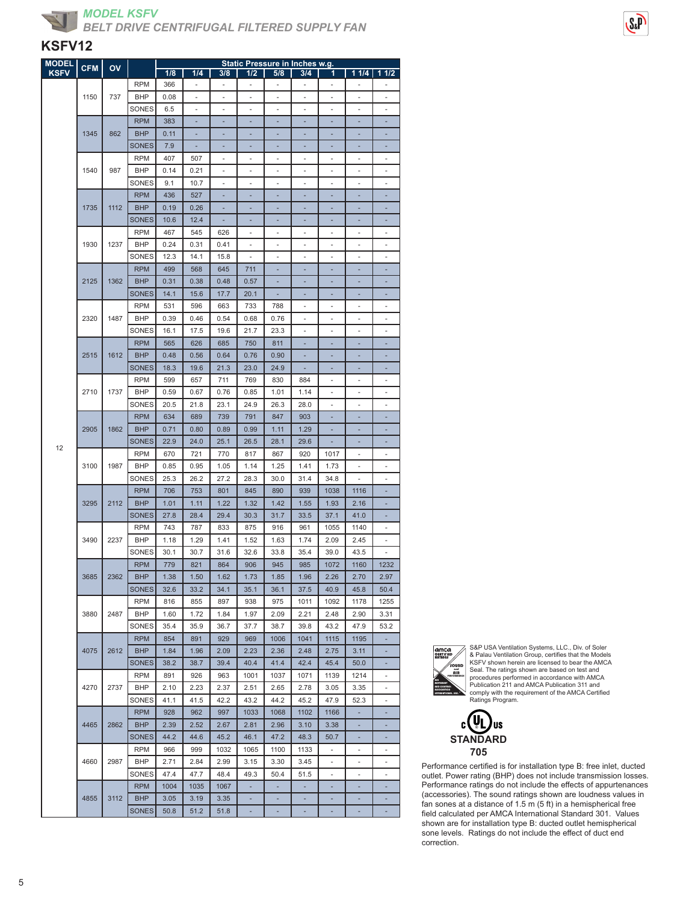**MODEL KSFV**
**BELT DRIVE CENTRIFUGAL FILTERED SUPPLY FAN**

## KSFV12

| MODEL KSFV | CFM | OV | | Static Pressure in Inches w.g. | | | | | | | | |
|---|---|---|---|---|---|---|---|---|---|---|---|---|
| | | | | 1/8 | 1/4 | 3/8 | 1/2 | 5/8 | 3/4 | 1 | 1 1/4 | 1 1/2 |
| 12 | 1150 | 737 | RPM | 366 | - | - | - | - | - | - | - | - |
| | | | BHP | 0.08 | - | - | - | - | - | - | - | - |
| | | | SONES | 6.5 | - | - | - | - | - | - | - | - |
| | 1345 | 862 | RPM | 383 | - | - | - | - | - | - | - | - |
| | | | BHP | 0.11 | - | - | - | - | - | - | - | - |
| | | | SONES | 7.9 | - | - | - | - | - | - | - | - |
| | 1540 | 987 | RPM | 407 | 507 | - | - | - | - | - | - | - |
| | | | BHP | 0.14 | 0.21 | - | - | - | - | - | - | - |
| | | | SONES | 9.1 | 10.7 | - | - | - | - | - | - | - |
| | 1735 | 1112 | RPM | 436 | 527 | - | - | - | - | - | - | - |
| | | | BHP | 0.19 | 0.26 | - | - | - | - | - | - | - |
| | | | SONES | 10.6 | 12.4 | - | - | - | - | - | - | - |
| | 1930 | 1237 | RPM | 467 | 545 | 626 | - | - | - | - | - | - |
| | | | BHP | 0.24 | 0.31 | 0.41 | - | - | - | - | - | - |
| | | | SONES | 12.3 | 14.1 | 15.8 | - | - | - | - | - | - |
| | 2125 | 1362 | RPM | 499 | 568 | 645 | 711 | - | - | - | - | - |
| | | | BHP | 0.31 | 0.38 | 0.48 | 0.57 | - | - | - | - | - |
| | | | SONES | 14.1 | 15.6 | 17.7 | 20.1 | - | - | - | - | - |
| | 2320 | 1487 | RPM | 531 | 596 | 663 | 733 | 788 | - | - | - | - |
| | | | BHP | 0.39 | 0.46 | 0.54 | 0.68 | 0.76 | - | - | - | - |
| | | | SONES | 16.1 | 17.5 | 19.6 | 21.7 | 23.3 | - | - | - | - |
| | 2515 | 1612 | RPM | 565 | 626 | 685 | 750 | 811 | - | - | - | - |
| | | | BHP | 0.48 | 0.56 | 0.64 | 0.76 | 0.90 | - | - | - | - |
| | | | SONES | 18.3 | 19.6 | 21.3 | 23.0 | 24.9 | - | - | - | - |
| | 2710 | 1737 | RPM | 599 | 657 | 711 | 769 | 830 | 884 | - | - | - |
| | | | BHP | 0.59 | 0.67 | 0.76 | 0.85 | 1.01 | 1.14 | - | - | - |
| | | | SONES | 20.5 | 21.8 | 23.1 | 24.9 | 26.3 | 28.0 | - | - | - |
| | 2905 | 1862 | RPM | 634 | 689 | 739 | 791 | 847 | 903 | - | - | - |
| | | | BHP | 0.71 | 0.80 | 0.89 | 0.99 | 1.11 | 1.29 | - | - | - |
| | | | SONES | 22.9 | 24.0 | 25.1 | 26.5 | 28.1 | 29.6 | - | - | - |
| | 3100 | 1987 | RPM | 670 | 721 | 770 | 817 | 867 | 920 | 1017 | - | - |
| | | | BHP | 0.85 | 0.95 | 1.05 | 1.14 | 1.25 | 1.41 | 1.73 | - | - |
| | | | SONES | 25.3 | 26.2 | 27.2 | 28.3 | 30.0 | 31.4 | 34.8 | - | - |
| | 3295 | 2112 | RPM | 706 | 753 | 801 | 845 | 890 | 939 | 1038 | 1116 | - |
| | | | BHP | 1.01 | 1.11 | 1.22 | 1.32 | 1.42 | 1.55 | 1.93 | 2.16 | - |
| | | | SONES | 27.8 | 28.4 | 29.4 | 30.3 | 31.7 | 33.5 | 37.1 | 41.0 | - |
| | 3490 | 2237 | RPM | 743 | 787 | 833 | 875 | 916 | 961 | 1055 | 1140 | - |
| | | | BHP | 1.18 | 1.29 | 1.41 | 1.52 | 1.63 | 1.74 | 2.09 | 2.45 | - |
| | | | SONES | 30.1 | 30.7 | 31.6 | 32.6 | 33.8 | 35.4 | 39.0 | 43.5 | - |
| | 3685 | 2362 | RPM | 779 | 821 | 864 | 906 | 945 | 985 | 1072 | 1160 | 1232 |
| | | | BHP | 1.38 | 1.50 | 1.62 | 1.73 | 1.85 | 1.96 | 2.26 | 2.70 | 2.97 |
| | | | SONES | 32.6 | 33.2 | 34.1 | 35.1 | 36.1 | 37.5 | 40.9 | 45.8 | 50.4 |
| | 3880 | 2487 | RPM | 816 | 855 | 897 | 938 | 975 | 1011 | 1092 | 1178 | 1255 |
| | | | BHP | 1.60 | 1.72 | 1.84 | 1.97 | 2.09 | 2.21 | 2.48 | 2.90 | 3.31 |
| | | | SONES | 35.4 | 35.9 | 36.7 | 37.7 | 38.7 | 39.8 | 43.2 | 47.9 | 53.2 |
| | 4075 | 2612 | RPM | 854 | 891 | 929 | 969 | 1006 | 1041 | 1115 | 1195 | - |
| | | | BHP | 1.84 | 1.96 | 2.09 | 2.23 | 2.36 | 2.48 | 2.75 | 3.11 | - |
| | | | SONES | 38.2 | 38.7 | 39.4 | 40.4 | 41.4 | 42.4 | 45.4 | 50.0 | - |
| | 4270 | 2737 | RPM | 891 | 926 | 963 | 1001 | 1037 | 1071 | 1139 | 1214 | - |
| | | | BHP | 2.10 | 2.23 | 2.37 | 2.51 | 2.65 | 2.78 | 3.05 | 3.35 | - |
| | | | SONES | 41.1 | 41.5 | 42.2 | 43.2 | 44.2 | 45.2 | 47.9 | 52.3 | - |
| | 4465 | 2862 | RPM | 928 | 962 | 997 | 1033 | 1068 | 1102 | 1166 | - | - |
| | | | BHP | 2.39 | 2.52 | 2.67 | 2.81 | 2.96 | 3.10 | 3.38 | - | - |
| | | | SONES | 44.2 | 44.6 | 45.2 | 46.1 | 47.2 | 48.3 | 50.7 | - | - |
| | 4660 | 2987 | RPM | 966 | 999 | 1032 | 1065 | 1100 | 1133 | - | - | - |
| | | | BHP | 2.71 | 2.84 | 2.99 | 3.15 | 3.30 | 3.45 | - | - | - |
| | | | SONES | 47.4 | 47.7 | 48.4 | 49.3 | 50.4 | 51.5 | - | - | - |
| | 4855 | 3112 | RPM | 1004 | 1035 | 1067 | - | - | - | - | - | - |
| | | | BHP | 3.05 | 3.19 | 3.35 | - | - | - | - | - | - |
| | | | SONES | 50.8 | 51.2 | 51.8 | - | - | - | - | - | - |

S&P USA Ventilation Systems, LLC., Div. of Soler & Palau Ventilation Group, certifies that the Models KSFV shown herein are licensed to bear the AMCA Seal. The ratings shown are based on test and procedures performed in accordance with AMCA Publication 211 and AMCA Publication 311 and comply with the requirement of the AMCA Certified Ratings Program.

STANDARD 705

Performance certified is for installation type B: free inlet, ducted outlet. Power rating (BHP) does not include transmission losses. Performance ratings do not include the effects of appurtenances (accessories). The sound ratings shown are loudness values in fan sones at a distance of 1.5 m (5 ft) in a hemispherical free field calculated per AMCA International Standard 301. Values shown are for installation type B: ducted outlet hemispherical sone levels. Ratings do not include the effect of duct end correction.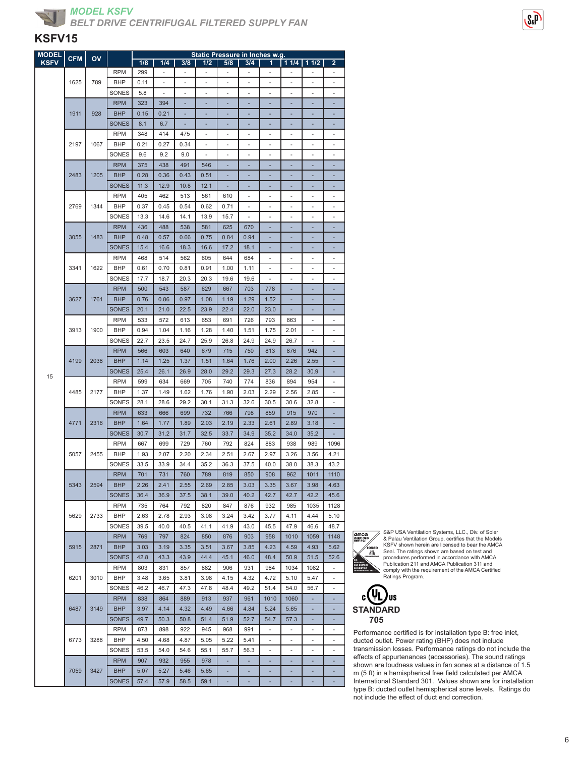## MODEL KSFV

### BELT DRIVE CENTRIFUGAL FILTERED SUPPLY FAN

## KSFV15

| MODEL KSFV | CFM | OV | | Static Pressure in Inches w.g. | | | | | | | | | |
|---|---|---|---|---|---|---|---|---|---|---|---|---|---|
| | | | | 1/8 | 1/4 | 3/8 | 1/2 | 5/8 | 3/4 | 1 | 1 1/4 | 1 1/2 | 2 |
| 15 | 1625 | 789 | RPM | 299 | - | - | - | - | - | - | - | - | - |
| | | | BHP | 0.11 | - | - | - | - | - | - | - | - | - |
| | | | SONES | 5.8 | - | - | - | - | - | - | - | - | - |
| | 1911 | 928 | RPM | 323 | 394 | - | - | - | - | - | - | - | - |
| | | | BHP | 0.15 | 0.21 | - | - | - | - | - | - | - | - |
| | | | SONES | 8.1 | 6.7 | - | - | - | - | - | - | - | - |
| | 2197 | 1067 | RPM | 348 | 414 | 475 | - | - | - | - | - | - | - |
| | | | BHP | 0.21 | 0.27 | 0.34 | - | - | - | - | - | - | - |
| | | | SONES | 9.6 | 9.2 | 9.0 | - | - | - | - | - | - | - |
| | 2483 | 1205 | RPM | 375 | 438 | 491 | 546 | - | - | - | - | - | - |
| | | | BHP | 0.28 | 0.36 | 0.43 | 0.51 | - | - | - | - | - | - |
| | | | SONES | 11.3 | 12.9 | 10.8 | 12.1 | - | - | - | - | - | - |
| | 2769 | 1344 | RPM | 405 | 462 | 513 | 561 | 610 | - | - | - | - | - |
| | | | BHP | 0.37 | 0.45 | 0.54 | 0.62 | 0.71 | - | - | - | - | - |
| | | | SONES | 13.3 | 14.6 | 14.1 | 13.9 | 15.7 | - | - | - | - | - |
| | 3055 | 1483 | RPM | 436 | 488 | 538 | 581 | 625 | 670 | - | - | - | - |
| | | | BHP | 0.48 | 0.57 | 0.66 | 0.75 | 0.84 | 0.94 | - | - | - | - |
| | | | SONES | 15.4 | 16.6 | 18.3 | 16.6 | 17.2 | 18.1 | - | - | - | - |
| | 3341 | 1622 | RPM | 468 | 514 | 562 | 605 | 644 | 684 | - | - | - | - |
| | | | BHP | 0.61 | 0.70 | 0.81 | 0.91 | 1.00 | 1.11 | - | - | - | - |
| | | | SONES | 17.7 | 18.7 | 20.3 | 20.3 | 19.6 | 19.6 | - | - | - | - |
| | 3627 | 1761 | RPM | 500 | 543 | 587 | 629 | 667 | 703 | 778 | - | - | - |
| | | | BHP | 0.76 | 0.86 | 0.97 | 1.08 | 1.19 | 1.29 | 1.52 | - | - | - |
| | | | SONES | 20.1 | 21.0 | 22.5 | 23.9 | 22.4 | 22.0 | 23.0 | - | - | - |
| | 3913 | 1900 | RPM | 533 | 572 | 613 | 653 | 691 | 726 | 793 | 863 | - | - |
| | | | BHP | 0.94 | 1.04 | 1.16 | 1.28 | 1.40 | 1.51 | 1.75 | 2.01 | - | - |
| | | | SONES | 22.7 | 23.5 | 24.7 | 25.9 | 26.8 | 24.9 | 24.9 | 26.7 | - | - |
| | 4199 | 2038 | RPM | 566 | 603 | 640 | 679 | 715 | 750 | 813 | 876 | 942 | - |
| | | | BHP | 1.14 | 1.25 | 1.37 | 1.51 | 1.64 | 1.76 | 2.00 | 2.26 | 2.55 | - |
| | | | SONES | 25.4 | 26.1 | 26.9 | 28.0 | 29.2 | 29.3 | 27.3 | 28.2 | 30.9 | - |
| | 4485 | 2177 | RPM | 599 | 634 | 669 | 705 | 740 | 774 | 836 | 894 | 954 | - |
| | | | BHP | 1.37 | 1.49 | 1.62 | 1.76 | 1.90 | 2.03 | 2.29 | 2.56 | 2.85 | - |
| | | | SONES | 28.1 | 28.6 | 29.2 | 30.1 | 31.3 | 32.6 | 30.5 | 30.6 | 32.8 | - |
| | 4771 | 2316 | RPM | 633 | 666 | 699 | 732 | 766 | 798 | 859 | 915 | 970 | - |
| | | | BHP | 1.64 | 1.77 | 1.89 | 2.03 | 2.19 | 2.33 | 2.61 | 2.89 | 3.18 | - |
| | | | SONES | 30.7 | 31.2 | 31.7 | 32.5 | 33.7 | 34.9 | 35.2 | 34.0 | 35.2 | - |
| | 5057 | 2455 | RPM | 667 | 699 | 729 | 760 | 792 | 824 | 883 | 938 | 989 | 1096 |
| | | | BHP | 1.93 | 2.07 | 2.20 | 2.34 | 2.51 | 2.67 | 2.97 | 3.26 | 3.56 | 4.21 |
| | | | SONES | 33.5 | 33.9 | 34.4 | 35.2 | 36.3 | 37.5 | 40.0 | 38.0 | 38.3 | 43.2 |
| | 5343 | 2594 | RPM | 701 | 731 | 760 | 789 | 819 | 850 | 908 | 962 | 1011 | 1110 |
| | | | BHP | 2.26 | 2.41 | 2.55 | 2.69 | 2.85 | 3.03 | 3.35 | 3.67 | 3.98 | 4.63 |
| | | | SONES | 36.4 | 36.9 | 37.5 | 38.1 | 39.0 | 40.2 | 42.7 | 42.7 | 42.2 | 45.6 |
| | 5629 | 2733 | RPM | 735 | 764 | 792 | 820 | 847 | 876 | 932 | 985 | 1035 | 1128 |
| | | | BHP | 2.63 | 2.78 | 2.93 | 3.08 | 3.24 | 3.42 | 3.77 | 4.11 | 4.44 | 5.10 |
| | | | SONES | 39.5 | 40.0 | 40.5 | 41.1 | 41.9 | 43.0 | 45.5 | 47.9 | 46.6 | 48.7 |
| | 5915 | 2871 | RPM | 769 | 797 | 824 | 850 | 876 | 903 | 958 | 1010 | 1059 | 1148 |
| | | | BHP | 3.03 | 3.19 | 3.35 | 3.51 | 3.67 | 3.85 | 4.23 | 4.59 | 4.93 | 5.62 |
| | | | SONES | 42.8 | 43.3 | 43.9 | 44.4 | 45.1 | 46.0 | 48.4 | 50.9 | 51.5 | 52.6 |
| | 6201 | 3010 | RPM | 803 | 831 | 857 | 882 | 906 | 931 | 984 | 1034 | 1082 | - |
| | | | BHP | 3.48 | 3.65 | 3.81 | 3.98 | 4.15 | 4.32 | 4.72 | 5.10 | 5.47 | - |
| | | | SONES | 46.2 | 46.7 | 47.3 | 47.8 | 48.4 | 49.2 | 51.4 | 54.0 | 56.7 | - |
| | 6487 | 3149 | RPM | 838 | 864 | 889 | 913 | 937 | 961 | 1010 | 1060 | - | - |
| | | | BHP | 3.97 | 4.14 | 4.32 | 4.49 | 4.66 | 4.84 | 5.24 | 5.65 | - | - |
| | | | SONES | 49.7 | 50.3 | 50.8 | 51.4 | 51.9 | 52.7 | 54.7 | 57.3 | - | - |
| | 6773 | 3288 | RPM | 873 | 898 | 922 | 945 | 968 | 991 | - | - | - | - |
| | | | BHP | 4.50 | 4.68 | 4.87 | 5.05 | 5.22 | 5.41 | - | - | - | - |
| | | | SONES | 53.5 | 54.0 | 54.6 | 55.1 | 55.7 | 56.3 | - | - | - | - |
| | 7059 | 3427 | RPM | 907 | 932 | 955 | 978 | - | - | - | - | - | - |
| | | | BHP | 5.07 | 5.27 | 5.46 | 5.65 | - | - | - | - | - | - |
| | | | SONES | 57.4 | 57.9 | 58.5 | 59.1 | - | - | - | - | - | - |

S&P USA Ventilation Systems, LLC., Div. of Soler & Palau Ventilation Group, certifies that the Models KSFV shown herein are licensed to bear the AMCA Seal. The ratings shown are based on test and procedures performed in accordance with AMCA Publication 211 and AMCA Publication 311 and comply with the requirement of the AMCA Certified Ratings Program.

STANDARD 705

Performance certified is for installation type B: free inlet, ducted outlet. Power rating (BHP) does not include transmission losses. Performance ratings do not include the effects of appurtenances (accessories). The sound ratings shown are loudness values in fan sones at a distance of 1.5 m (5 ft) in a hemispherical free field calculated per AMCA International Standard 301. Values shown are for installation type B: ducted outlet hemispherical sone levels. Ratings do not include the effect of duct end correction.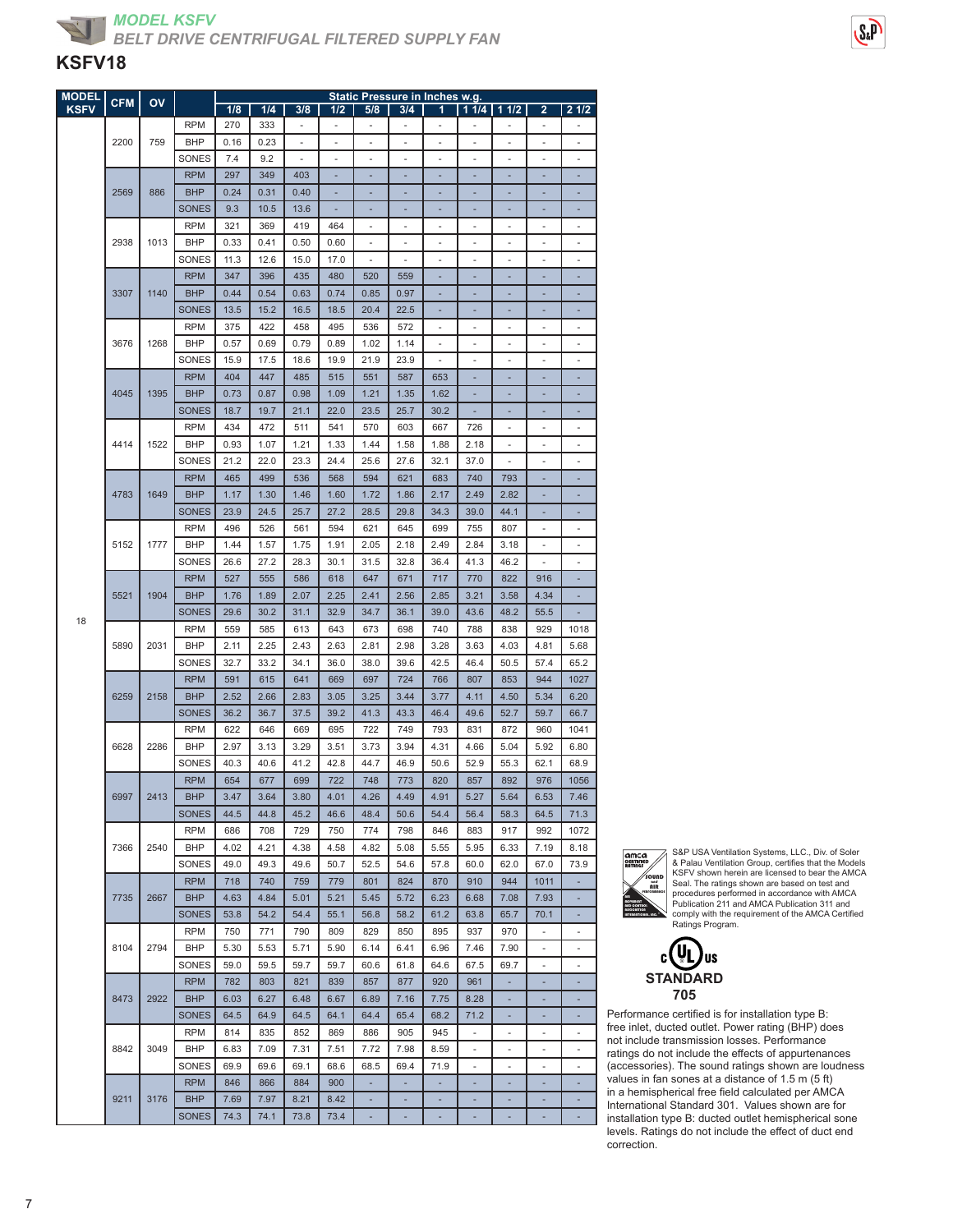## MODEL KSFV

## BELT DRIVE CENTRIFUGAL FILTERED SUPPLY FAN

# KSFV18

| MODEL KSFV | CFM | OV | | Static Pressure in Inches w.g. | | | | | | | | | | |
|---|---|---|---|---|---|---|---|---|---|---|---|---|---|---|
| | | | | 1/8 | 1/4 | 3/8 | 1/2 | 5/8 | 3/4 | 1 | 1 1/4 | 1 1/2 | 2 | 2 1/2 |
| 18 | 2200 | 759 | RPM | 270 | 333 | - | - | - | - | - | - | - | - | - |
| | | | BHP | 0.16 | 0.23 | - | - | - | - | - | - | - | - | - |
| | | | SONES | 7.4 | 9.2 | - | - | - | - | - | - | - | - | - |
| | 2569 | 886 | RPM | 297 | 349 | 403 | - | - | - | - | - | - | - | - |
| | | | BHP | 0.24 | 0.31 | 0.40 | - | - | - | - | - | - | - | - |
| | | | SONES | 9.3 | 10.5 | 13.6 | - | - | - | - | - | - | - | - |
| | 2938 | 1013 | RPM | 321 | 369 | 419 | 464 | - | - | - | - | - | - | - |
| | | | BHP | 0.33 | 0.41 | 0.50 | 0.60 | - | - | - | - | - | - | - |
| | | | SONES | 11.3 | 12.6 | 15.0 | 17.0 | - | - | - | - | - | - | - |
| | 3307 | 1140 | RPM | 347 | 396 | 435 | 480 | 520 | 559 | - | - | - | - | - |
| | | | BHP | 0.44 | 0.54 | 0.63 | 0.74 | 0.85 | 0.97 | - | - | - | - | - |
| | | | SONES | 13.5 | 15.2 | 16.5 | 18.5 | 20.4 | 22.5 | - | - | - | - | - |
| | 3676 | 1268 | RPM | 375 | 422 | 458 | 495 | 536 | 572 | - | - | - | - | - |
| | | | BHP | 0.57 | 0.69 | 0.79 | 0.89 | 1.02 | 1.14 | - | - | - | - | - |
| | | | SONES | 15.9 | 17.5 | 18.6 | 19.9 | 21.9 | 23.9 | - | - | - | - | - |
| | 4045 | 1395 | RPM | 404 | 447 | 485 | 515 | 551 | 587 | 653 | - | - | - | - |
| | | | BHP | 0.73 | 0.87 | 0.98 | 1.09 | 1.21 | 1.35 | 1.62 | - | - | - | - |
| | | | SONES | 18.7 | 19.7 | 21.1 | 22.0 | 23.5 | 25.7 | 30.2 | - | - | - | - |
| | 4414 | 1522 | RPM | 434 | 472 | 511 | 541 | 570 | 603 | 667 | 726 | - | - | - |
| | | | BHP | 0.93 | 1.07 | 1.21 | 1.33 | 1.44 | 1.58 | 1.88 | 2.18 | - | - | - |
| | | | SONES | 21.2 | 22.0 | 23.3 | 24.4 | 25.6 | 27.6 | 32.1 | 37.0 | - | - | - |
| | 4783 | 1649 | RPM | 465 | 499 | 536 | 568 | 594 | 621 | 683 | 740 | 793 | - | - |
| | | | BHP | 1.17 | 1.30 | 1.46 | 1.60 | 1.72 | 1.86 | 2.17 | 2.49 | 2.82 | - | - |
| | | | SONES | 23.9 | 24.5 | 25.7 | 27.2 | 28.5 | 29.8 | 34.3 | 39.0 | 44.1 | - | - |
| | 5152 | 1777 | RPM | 496 | 526 | 561 | 594 | 621 | 645 | 699 | 755 | 807 | - | - |
| | | | BHP | 1.44 | 1.57 | 1.75 | 1.91 | 2.05 | 2.18 | 2.49 | 2.84 | 3.18 | - | - |
| | | | SONES | 26.6 | 27.2 | 28.3 | 30.1 | 31.5 | 32.8 | 36.4 | 41.3 | 46.2 | - | - |
| | 5521 | 1904 | RPM | 527 | 555 | 586 | 618 | 647 | 671 | 717 | 770 | 822 | 916 | - |
| | | | BHP | 1.76 | 1.89 | 2.07 | 2.25 | 2.41 | 2.56 | 2.85 | 3.21 | 3.58 | 4.34 | - |
| | | | SONES | 29.6 | 30.2 | 31.1 | 32.9 | 34.7 | 36.1 | 39.0 | 43.6 | 48.2 | 55.5 | - |
| | 5890 | 2031 | RPM | 559 | 585 | 613 | 643 | 673 | 698 | 740 | 788 | 838 | 929 | 1018 |
| | | | BHP | 2.11 | 2.25 | 2.43 | 2.63 | 2.81 | 2.98 | 3.28 | 3.63 | 4.03 | 4.81 | 5.68 |
| | | | SONES | 32.7 | 33.2 | 34.1 | 36.0 | 38.0 | 39.6 | 42.5 | 46.4 | 50.5 | 57.4 | 65.2 |
| | 6259 | 2158 | RPM | 591 | 615 | 641 | 669 | 697 | 724 | 766 | 807 | 853 | 944 | 1027 |
| | | | BHP | 2.52 | 2.66 | 2.83 | 3.05 | 3.25 | 3.44 | 3.77 | 4.11 | 4.50 | 5.34 | 6.20 |
| | | | SONES | 36.2 | 36.7 | 37.5 | 39.2 | 41.3 | 43.3 | 46.4 | 49.6 | 52.7 | 59.7 | 66.7 |
| | 6628 | 2286 | RPM | 622 | 646 | 669 | 695 | 722 | 749 | 793 | 831 | 872 | 960 | 1041 |
| | | | BHP | 2.97 | 3.13 | 3.29 | 3.51 | 3.73 | 3.94 | 4.31 | 4.66 | 5.04 | 5.92 | 6.80 |
| | | | SONES | 40.3 | 40.6 | 41.2 | 42.8 | 44.7 | 46.9 | 50.6 | 52.9 | 55.3 | 62.1 | 68.9 |
| | 6997 | 2413 | RPM | 654 | 677 | 699 | 722 | 748 | 773 | 820 | 857 | 892 | 976 | 1056 |
| | | | BHP | 3.47 | 3.64 | 3.80 | 4.01 | 4.26 | 4.49 | 4.91 | 5.27 | 5.64 | 6.53 | 7.46 |
| | | | SONES | 44.5 | 44.8 | 45.2 | 46.6 | 48.4 | 50.6 | 54.4 | 56.4 | 58.3 | 64.5 | 71.3 |
| | 7366 | 2540 | RPM | 686 | 708 | 729 | 750 | 774 | 798 | 846 | 883 | 917 | 992 | 1072 |
| | | | BHP | 4.02 | 4.21 | 4.38 | 4.58 | 4.82 | 5.08 | 5.55 | 5.95 | 6.33 | 7.19 | 8.18 |
| | | | SONES | 49.0 | 49.3 | 49.6 | 50.7 | 52.5 | 54.6 | 57.8 | 60.0 | 62.0 | 67.0 | 73.9 |
| | 7735 | 2667 | RPM | 718 | 740 | 759 | 779 | 801 | 824 | 870 | 910 | 944 | 1011 | - |
| | | | BHP | 4.63 | 4.84 | 5.01 | 5.21 | 5.45 | 5.72 | 6.23 | 6.68 | 7.08 | 7.93 | - |
| | | | SONES | 53.8 | 54.2 | 54.4 | 55.1 | 56.8 | 58.2 | 61.2 | 63.8 | 65.7 | 70.1 | - |
| | 8104 | 2794 | RPM | 750 | 771 | 790 | 809 | 829 | 850 | 895 | 937 | 970 | - | - |
| | | | BHP | 5.30 | 5.53 | 5.71 | 5.90 | 6.14 | 6.41 | 6.96 | 7.46 | 7.90 | - | - |
| | | | SONES | 59.0 | 59.5 | 59.7 | 59.7 | 60.6 | 61.8 | 64.6 | 67.5 | 69.7 | - | - |
| | 8473 | 2922 | RPM | 782 | 803 | 821 | 839 | 857 | 877 | 920 | 961 | - | - | - |
| | | | BHP | 6.03 | 6.27 | 6.48 | 6.67 | 6.89 | 7.16 | 7.75 | 8.28 | - | - | - |
| | | | SONES | 64.5 | 64.9 | 64.5 | 64.1 | 64.4 | 65.4 | 68.2 | 71.2 | - | - | - |
| | 8842 | 3049 | RPM | 814 | 835 | 852 | 869 | 886 | 905 | 945 | - | - | - | - |
| | | | BHP | 6.83 | 7.09 | 7.31 | 7.51 | 7.72 | 7.98 | 8.59 | - | - | - | - |
| | | | SONES | 69.9 | 69.6 | 69.1 | 68.6 | 68.5 | 69.4 | 71.9 | - | - | - | - |
| | 9211 | 3176 | RPM | 846 | 866 | 884 | 900 | - | - | - | - | - | - | - |
| | | | BHP | 7.69 | 7.97 | 8.21 | 8.42 | - | - | - | - | - | - | - |
| | | | SONES | 74.3 | 74.1 | 73.8 | 73.4 | - | - | - | - | - | - | - |

S&P USA Ventilation Systems, LLC., Div. of Soler & Palau Ventilation Group, certifies that the Models KSFV shown herein are licensed to bear the AMCA Seal. The ratings shown are based on test and procedures performed in accordance with AMCA Publication 211 and AMCA Publication 311 and comply with the requirement of the AMCA Certified Ratings Program.

c UL us STANDARD 705

Performance certified is for installation type B: free inlet, ducted outlet. Power rating (BHP) does not include transmission losses. Performance ratings do not include the effects of appurtenances (accessories). The sound ratings shown are loudness values in fan sones at a distance of 1.5 m (5 ft) in a hemispherical free field calculated per AMCA International Standard 301. Values shown are for installation type B: ducted outlet hemispherical sone levels. Ratings do not include the effect of duct end correction.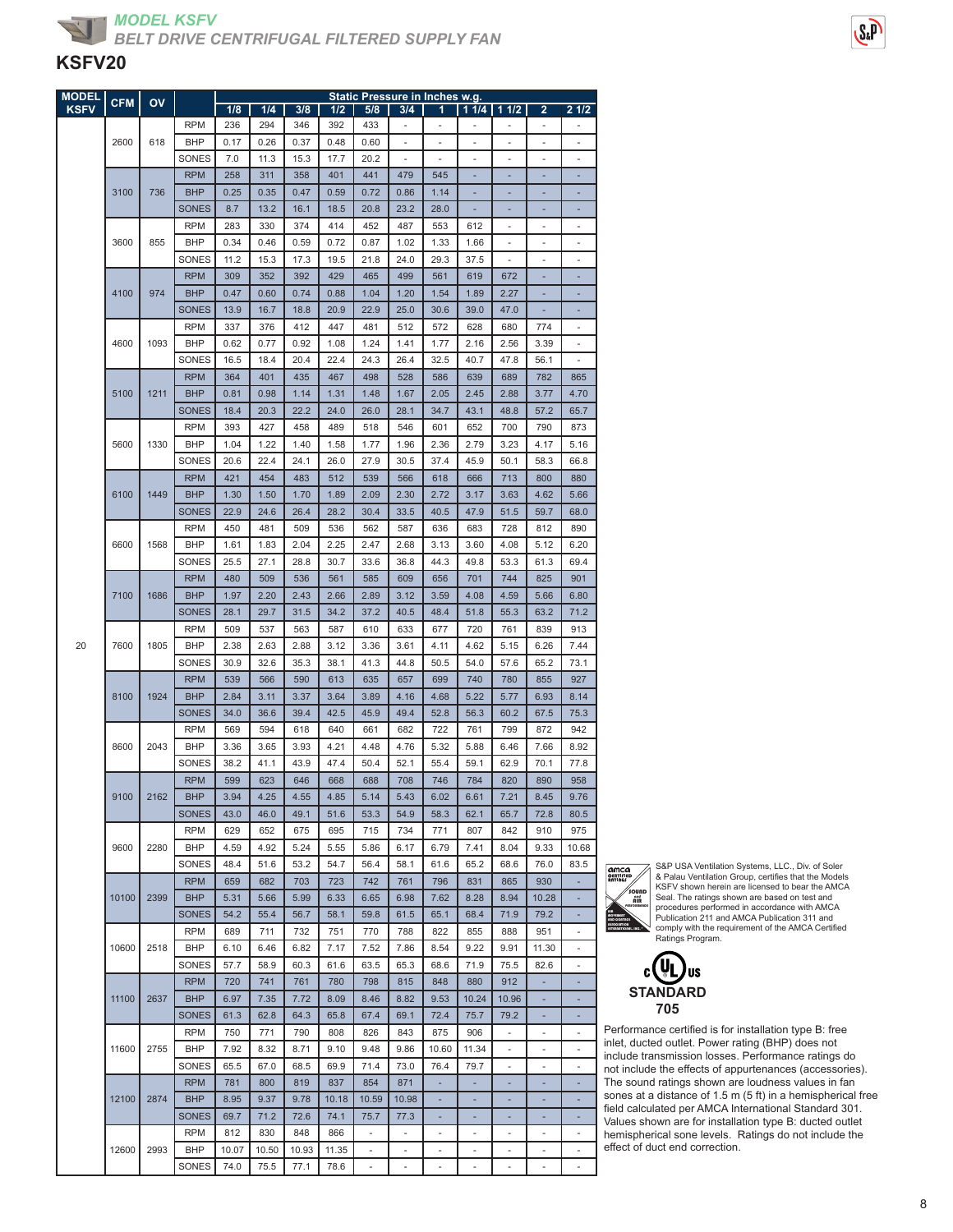## MODEL KSFV

### BELT DRIVE CENTRIFUGAL FILTERED SUPPLY FAN

# KSFV20

| MODEL KSFV | CFM | OV | | Static Pressure in Inches w.g. | | | | | | | | | | |
|---|---|---|---|---|---|---|---|---|---|---|---|---|---|---|
| | | | | 1/8 | 1/4 | 3/8 | 1/2 | 5/8 | 3/4 | 1 | 1 1/4 | 1 1/2 | 2 | 2 1/2 |
| 20 | 2600 | 618 | RPM | 236 | 294 | 346 | 392 | 433 | - | - | - | - | - | - |
| | | | BHP | 0.17 | 0.26 | 0.37 | 0.48 | 0.60 | - | - | - | - | - | - |
| | | | SONES | 7.0 | 11.3 | 15.3 | 17.7 | 20.2 | - | - | - | - | - | - |
| | 3100 | 736 | RPM | 258 | 311 | 358 | 401 | 441 | 479 | 545 | - | - | - | - |
| | | | BHP | 0.25 | 0.35 | 0.47 | 0.59 | 0.72 | 0.86 | 1.14 | - | - | - | - |
| | | | SONES | 8.7 | 13.2 | 16.1 | 18.5 | 20.8 | 23.2 | 28.0 | - | - | - | - |
| | 3600 | 855 | RPM | 283 | 330 | 374 | 414 | 452 | 487 | 553 | 612 | - | - | - |
| | | | BHP | 0.34 | 0.46 | 0.59 | 0.72 | 0.87 | 1.02 | 1.33 | 1.66 | - | - | - |
| | | | SONES | 11.2 | 15.3 | 17.3 | 19.5 | 21.8 | 24.0 | 29.3 | 37.5 | - | - | - |
| | 4100 | 974 | RPM | 309 | 352 | 392 | 429 | 465 | 499 | 561 | 619 | 672 | - | - |
| | | | BHP | 0.47 | 0.60 | 0.74 | 0.88 | 1.04 | 1.20 | 1.54 | 1.89 | 2.27 | - | - |
| | | | SONES | 13.9 | 16.7 | 18.8 | 20.9 | 22.9 | 25.0 | 30.6 | 39.0 | 47.0 | - | - |
| | 4600 | 1093 | RPM | 337 | 376 | 412 | 447 | 481 | 512 | 572 | 628 | 680 | 774 | - |
| | | | BHP | 0.62 | 0.77 | 0.92 | 1.08 | 1.24 | 1.41 | 1.77 | 2.16 | 2.56 | 3.39 | - |
| | | | SONES | 16.5 | 18.4 | 20.4 | 22.4 | 24.3 | 26.4 | 32.5 | 40.7 | 47.8 | 56.1 | - |
| | 5100 | 1211 | RPM | 364 | 401 | 435 | 467 | 498 | 528 | 586 | 639 | 689 | 782 | 865 |
| | | | BHP | 0.81 | 0.98 | 1.14 | 1.31 | 1.48 | 1.67 | 2.05 | 2.45 | 2.88 | 3.77 | 4.70 |
| | | | SONES | 18.4 | 20.3 | 22.2 | 24.0 | 26.0 | 28.1 | 34.7 | 43.1 | 48.8 | 57.2 | 65.7 |
| | 5600 | 1330 | RPM | 393 | 427 | 458 | 489 | 518 | 546 | 601 | 652 | 700 | 790 | 873 |
| | | | BHP | 1.04 | 1.22 | 1.40 | 1.58 | 1.77 | 1.96 | 2.36 | 2.79 | 3.23 | 4.17 | 5.16 |
| | | | SONES | 20.6 | 22.4 | 24.1 | 26.0 | 27.9 | 30.5 | 37.4 | 45.9 | 50.1 | 58.3 | 66.8 |
| | 6100 | 1449 | RPM | 421 | 454 | 483 | 512 | 539 | 566 | 618 | 666 | 713 | 800 | 880 |
| | | | BHP | 1.30 | 1.50 | 1.70 | 1.89 | 2.09 | 2.30 | 2.72 | 3.17 | 3.63 | 4.62 | 5.66 |
| | | | SONES | 22.9 | 24.6 | 26.4 | 28.2 | 30.4 | 33.5 | 40.5 | 47.9 | 51.5 | 59.7 | 68.0 |
| | 6600 | 1568 | RPM | 450 | 481 | 509 | 536 | 562 | 587 | 636 | 683 | 728 | 812 | 890 |
| | | | BHP | 1.61 | 1.83 | 2.04 | 2.25 | 2.47 | 2.68 | 3.13 | 3.60 | 4.08 | 5.12 | 6.20 |
| | | | SONES | 25.5 | 27.1 | 28.8 | 30.7 | 33.6 | 36.8 | 44.3 | 49.8 | 53.3 | 61.3 | 69.4 |
| | 7100 | 1686 | RPM | 480 | 509 | 536 | 561 | 585 | 609 | 656 | 701 | 744 | 825 | 901 |
| | | | BHP | 1.97 | 2.20 | 2.43 | 2.66 | 2.89 | 3.12 | 3.59 | 4.08 | 4.59 | 5.66 | 6.80 |
| | | | SONES | 28.1 | 29.7 | 31.5 | 34.2 | 37.2 | 40.5 | 48.4 | 51.8 | 55.3 | 63.2 | 71.2 |
| | 7600 | 1805 | RPM | 509 | 537 | 563 | 587 | 610 | 633 | 677 | 720 | 761 | 839 | 913 |
| | | | BHP | 2.38 | 2.63 | 2.88 | 3.12 | 3.36 | 3.61 | 4.11 | 4.62 | 5.15 | 6.26 | 7.44 |
| | | | SONES | 30.9 | 32.6 | 35.3 | 38.1 | 41.3 | 44.8 | 50.5 | 54.0 | 57.6 | 65.2 | 73.1 |
| | 8100 | 1924 | RPM | 539 | 566 | 590 | 613 | 635 | 657 | 699 | 740 | 780 | 855 | 927 |
| | | | BHP | 2.84 | 3.11 | 3.37 | 3.64 | 3.89 | 4.16 | 4.68 | 5.22 | 5.77 | 6.93 | 8.14 |
| | | | SONES | 34.0 | 36.6 | 39.4 | 42.5 | 45.9 | 49.4 | 52.8 | 56.3 | 60.2 | 67.5 | 75.3 |
| | 8600 | 2043 | RPM | 569 | 594 | 618 | 640 | 661 | 682 | 722 | 761 | 799 | 872 | 942 |
| | | | BHP | 3.36 | 3.65 | 3.93 | 4.21 | 4.48 | 4.76 | 5.32 | 5.88 | 6.46 | 7.66 | 8.92 |
| | | | SONES | 38.2 | 41.1 | 43.9 | 47.4 | 50.4 | 52.1 | 55.4 | 59.1 | 62.9 | 70.1 | 77.8 |
| | 9100 | 2162 | RPM | 599 | 623 | 646 | 668 | 688 | 708 | 746 | 784 | 820 | 890 | 958 |
| | | | BHP | 3.94 | 4.25 | 4.55 | 4.85 | 5.14 | 5.43 | 6.02 | 6.61 | 7.21 | 8.45 | 9.76 |
| | | | SONES | 43.0 | 46.0 | 49.1 | 51.6 | 53.3 | 54.9 | 58.3 | 62.1 | 65.7 | 72.8 | 80.5 |
| | 9600 | 2280 | RPM | 629 | 652 | 675 | 695 | 715 | 734 | 771 | 807 | 842 | 910 | 975 |
| | | | BHP | 4.59 | 4.92 | 5.24 | 5.55 | 5.86 | 6.17 | 6.79 | 7.41 | 8.04 | 9.33 | 10.68 |
| | | | SONES | 48.4 | 51.6 | 53.2 | 54.7 | 56.4 | 58.1 | 61.6 | 65.2 | 68.6 | 76.0 | 83.5 |
| | 10100 | 2399 | RPM | 659 | 682 | 703 | 723 | 742 | 761 | 796 | 831 | 865 | 930 | - |
| | | | BHP | 5.31 | 5.66 | 5.99 | 6.33 | 6.65 | 6.98 | 7.62 | 8.28 | 8.94 | 10.28 | - |
| | | | SONES | 54.2 | 55.4 | 56.7 | 58.1 | 59.8 | 61.5 | 65.1 | 68.4 | 71.9 | 79.2 | - |
| | 10600 | 2518 | RPM | 689 | 711 | 732 | 751 | 770 | 788 | 822 | 855 | 888 | 951 | - |
| | | | BHP | 6.10 | 6.46 | 6.82 | 7.17 | 7.52 | 7.86 | 8.54 | 9.22 | 9.91 | 11.30 | - |
| | | | SONES | 57.7 | 58.9 | 60.3 | 61.6 | 63.5 | 65.3 | 68.6 | 71.9 | 75.5 | 82.6 | - |
| | 11100 | 2637 | RPM | 720 | 741 | 761 | 780 | 798 | 815 | 848 | 880 | 912 | - | - |
| | | | BHP | 6.97 | 7.35 | 7.72 | 8.09 | 8.46 | 8.82 | 9.53 | 10.24 | 10.96 | - | - |
| | | | SONES | 61.3 | 62.8 | 64.3 | 65.8 | 67.4 | 69.1 | 72.4 | 75.7 | 79.2 | - | - |
| | 11600 | 2755 | RPM | 750 | 771 | 790 | 808 | 826 | 843 | 875 | 906 | - | - | - |
| | | | BHP | 7.92 | 8.32 | 8.71 | 9.10 | 9.48 | 9.86 | 10.60 | 11.34 | - | - | - |
| | | | SONES | 65.5 | 67.0 | 68.5 | 69.9 | 71.4 | 73.0 | 76.4 | 79.7 | - | - | - |
| | 12100 | 2874 | RPM | 781 | 800 | 819 | 837 | 854 | 871 | - | - | - | - | - |
| | | | BHP | 8.95 | 9.37 | 9.78 | 10.18 | 10.59 | 10.98 | - | - | - | - | - |
| | | | SONES | 69.7 | 71.2 | 72.6 | 74.1 | 75.7 | 77.3 | - | - | - | - | - |
| | 12600 | 2993 | RPM | 812 | 830 | 848 | 866 | - | - | - | - | - | - | - |
| | | | BHP | 10.07 | 10.50 | 10.93 | 11.35 | - | - | - | - | - | - | - |
| | | | SONES | 74.0 | 75.5 | 77.1 | 78.6 | - | - | - | - | - | - | - |

S&P USA Ventilation Systems, LLC., Div. of Soler & Palau Ventilation Group, certifies that the Models KSFV shown herein are licensed to bear the AMCA Seal. The ratings shown are based on test and procedures performed in accordance with AMCA Publication 211 and AMCA Publication 311 and comply with the requirement of the AMCA Certified Ratings Program.

STANDARD 705

Performance certified is for installation type B: free inlet, ducted outlet. Power rating (BHP) does not include transmission losses. Performance ratings do not include the effects of appurtenances (accessories). The sound ratings shown are loudness values in fan sones at a distance of 1.5 m (5 ft) in a hemispherical free field calculated per AMCA International Standard 301. Values shown are for installation type B: ducted outlet hemispherical sone levels. Ratings do not include the effect of duct end correction.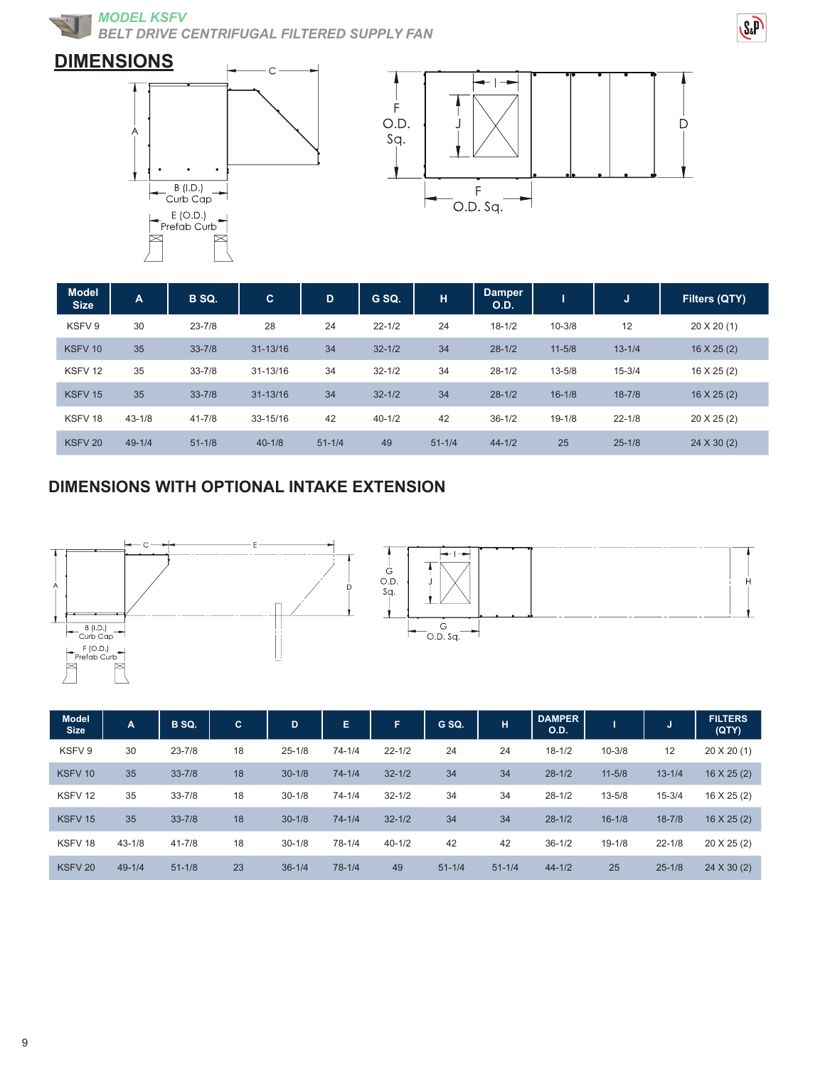# MODEL KSFV

## BELT DRIVE CENTRIFUGAL FILTERED SUPPLY FAN

## DIMENSIONS

| Model Size | A | B SQ. | C | D | G SQ. | H | Damper O.D. | I | J | Filters (QTY) |
|---|---|---|---|---|---|---|---|---|---|---|
| KSFV 9 | 30 | 23-7/8 | 28 | 24 | 22-1/2 | 24 | 18-1/2 | 10-3/8 | 12 | 20 X 20 (1) |
| KSFV 10 | 35 | 33-7/8 | 31-13/16 | 34 | 32-1/2 | 34 | 28-1/2 | 11-5/8 | 13-1/4 | 16 X 25 (2) |
| KSFV 12 | 35 | 33-7/8 | 31-13/16 | 34 | 32-1/2 | 34 | 28-1/2 | 13-5/8 | 15-3/4 | 16 X 25 (2) |
| KSFV 15 | 35 | 33-7/8 | 31-13/16 | 34 | 32-1/2 | 34 | 28-1/2 | 16-1/8 | 18-7/8 | 16 X 25 (2) |
| KSFV 18 | 43-1/8 | 41-7/8 | 33-15/16 | 42 | 40-1/2 | 42 | 36-1/2 | 19-1/8 | 22-1/8 | 20 X 25 (2) |
| KSFV 20 | 49-1/4 | 51-1/8 | 40-1/8 | 51-1/4 | 49 | 51-1/4 | 44-1/2 | 25 | 25-1/8 | 24 X 30 (2) |

## DIMENSIONS WITH OPTIONAL INTAKE EXTENSION

| Model Size | A | B SQ. | C | D | E | F | G SQ. | H | DAMPER O.D. | I | J | FILTERS (QTY) |
|---|---|---|---|---|---|---|---|---|---|---|---|---|
| KSFV 9 | 30 | 23-7/8 | 18 | 25-1/8 | 74-1/4 | 22-1/2 | 24 | 24 | 18-1/2 | 10-3/8 | 12 | 20 X 20 (1) |
| KSFV 10 | 35 | 33-7/8 | 18 | 30-1/8 | 74-1/4 | 32-1/2 | 34 | 34 | 28-1/2 | 11-5/8 | 13-1/4 | 16 X 25 (2) |
| KSFV 12 | 35 | 33-7/8 | 18 | 30-1/8 | 74-1/4 | 32-1/2 | 34 | 34 | 28-1/2 | 13-5/8 | 15-3/4 | 16 X 25 (2) |
| KSFV 15 | 35 | 33-7/8 | 18 | 30-1/8 | 74-1/4 | 32-1/2 | 34 | 34 | 28-1/2 | 16-1/8 | 18-7/8 | 16 X 25 (2) |
| KSFV 18 | 43-1/8 | 41-7/8 | 18 | 30-1/8 | 78-1/4 | 40-1/2 | 42 | 42 | 36-1/2 | 19-1/8 | 22-1/8 | 20 X 25 (2) |
| KSFV 20 | 49-1/4 | 51-1/8 | 23 | 36-1/4 | 78-1/4 | 49 | 51-1/4 | 51-1/4 | 44-1/2 | 25 | 25-1/8 | 24 X 30 (2) |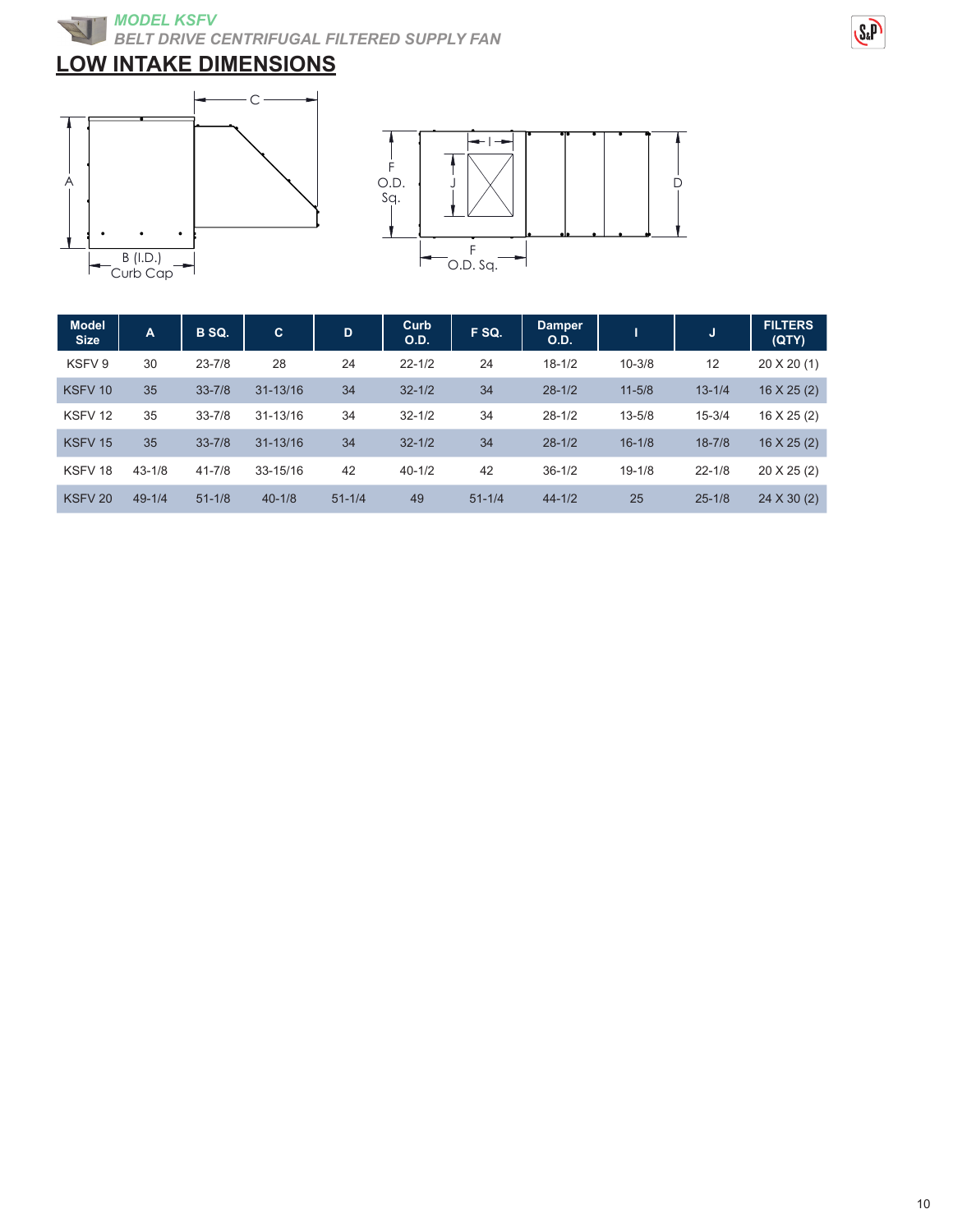**MODEL KSFV**

**BELT DRIVE CENTRIFUGAL FILTERED SUPPLY FAN**

# LOW INTAKE DIMENSIONS

C

A

B (I.D.)
Curb Cap

F
O.D.
Sq.

I

J

D

F
O.D. Sq.

| Model Size | A | B SQ. | C | D | Curb O.D. | F SQ. | Damper O.D. | I | J | FILTERS (QTY) |
|---|---|---|---|---|---|---|---|---|---|---|
| KSFV 9 | 30 | 23-7/8 | 28 | 24 | 22-1/2 | 24 | 18-1/2 | 10-3/8 | 12 | 20 X 20 (1) |
| KSFV 10 | 35 | 33-7/8 | 31-13/16 | 34 | 32-1/2 | 34 | 28-1/2 | 11-5/8 | 13-1/4 | 16 X 25 (2) |
| KSFV 12 | 35 | 33-7/8 | 31-13/16 | 34 | 32-1/2 | 34 | 28-1/2 | 13-5/8 | 15-3/4 | 16 X 25 (2) |
| KSFV 15 | 35 | 33-7/8 | 31-13/16 | 34 | 32-1/2 | 34 | 28-1/2 | 16-1/8 | 18-7/8 | 16 X 25 (2) |
| KSFV 18 | 43-1/8 | 41-7/8 | 33-15/16 | 42 | 40-1/2 | 42 | 36-1/2 | 19-1/8 | 22-1/8 | 20 X 25 (2) |
| KSFV 20 | 49-1/4 | 51-1/8 | 40-1/8 | 51-1/4 | 49 | 51-1/4 | 44-1/2 | 25 | 25-1/8 | 24 X 30 (2) |